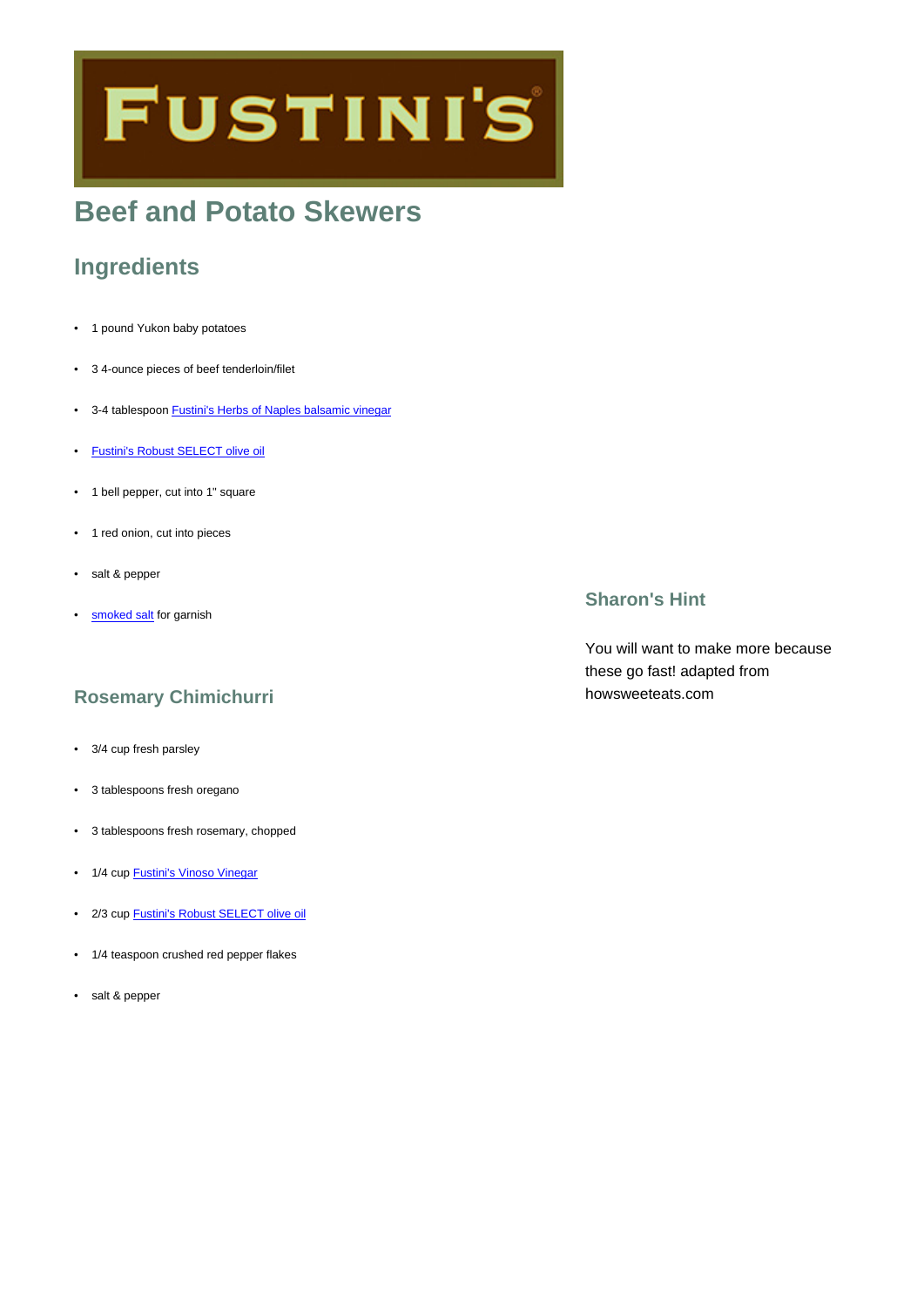FUSTINI'S

# Beef and Potato Skewers

## Ingredients

- 1 pound Yukon baby potatoes
- 3 4-ounce pieces of beef tenderloin/filet
- 3-4 tablespoon Fustini's Herbs of Naples balsamic vinegar
- Fustini's Robust SELECT olive oil
- 1 bell pepper, cut into 1" square
- 1 red onion, cut into pieces
- salt & pepper
- smoked salt for garnish

### Rosemary Chimichurri

- 3/4 cup fresh parsley
- 3 tablespoons fresh oregano
- 3 tablespoons fresh rosemary, chopped
- 1/4 cup Fustini's Vinoso Vinegar
- 2/3 cup Fustini's Robust SELECT olive oil
- 1/4 teaspoon crushed red pepper flakes
- salt & pepper

### Sharon's Hint

You will want to make more because these go fast! adapted from howsweeteats.com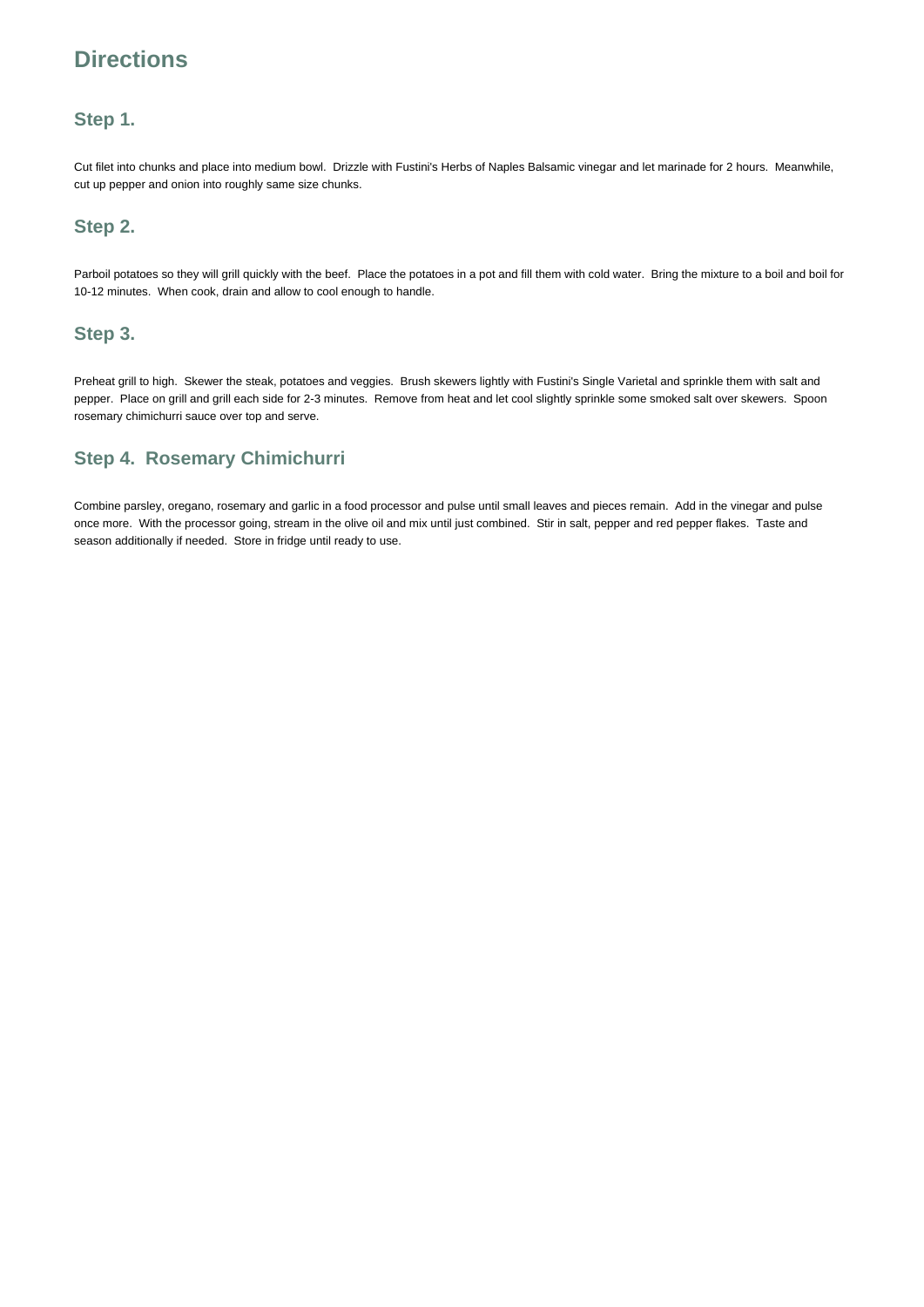# Directions

## Step 1.

Cut filet into chunks and place into medium bowl. Drizzle with Fustini's Herbs of Naples Balsamic vinegar and let marinade for 2 hours. Meanwhile, cut up pepper and onion into roughly same size chunks.

## Step 2.

Parboil potatoes so they will grill quickly with the beef. Place the potatoes in a pot and fill them with cold water. Bring the mixture to a boil and boil for 10-12 minutes. When cook, drain and allow to cool enough to handle.

## Step 3.

Preheat grill to high. Skewer the steak, potatoes and veggies. Brush skewers lightly with Fustini's Single Varietal and sprinkle them with salt and pepper. Place on grill and grill each side for 2-3 minutes. Remove from heat and let cool slightly sprinkle some smoked salt over skewers. Spoon rosemary chimichurri sauce over top and serve.

## Step 4. Rosemary Chimichurri

Combine parsley, oregano, rosemary and garlic in a food processor and pulse until small leaves and pieces remain. Add in the vinegar and pulse once more. With the processor going, stream in the olive oil and mix until just combined. Stir in salt, pepper and red pepper flakes. Taste and season additionally if needed. Store in fridge until ready to use.